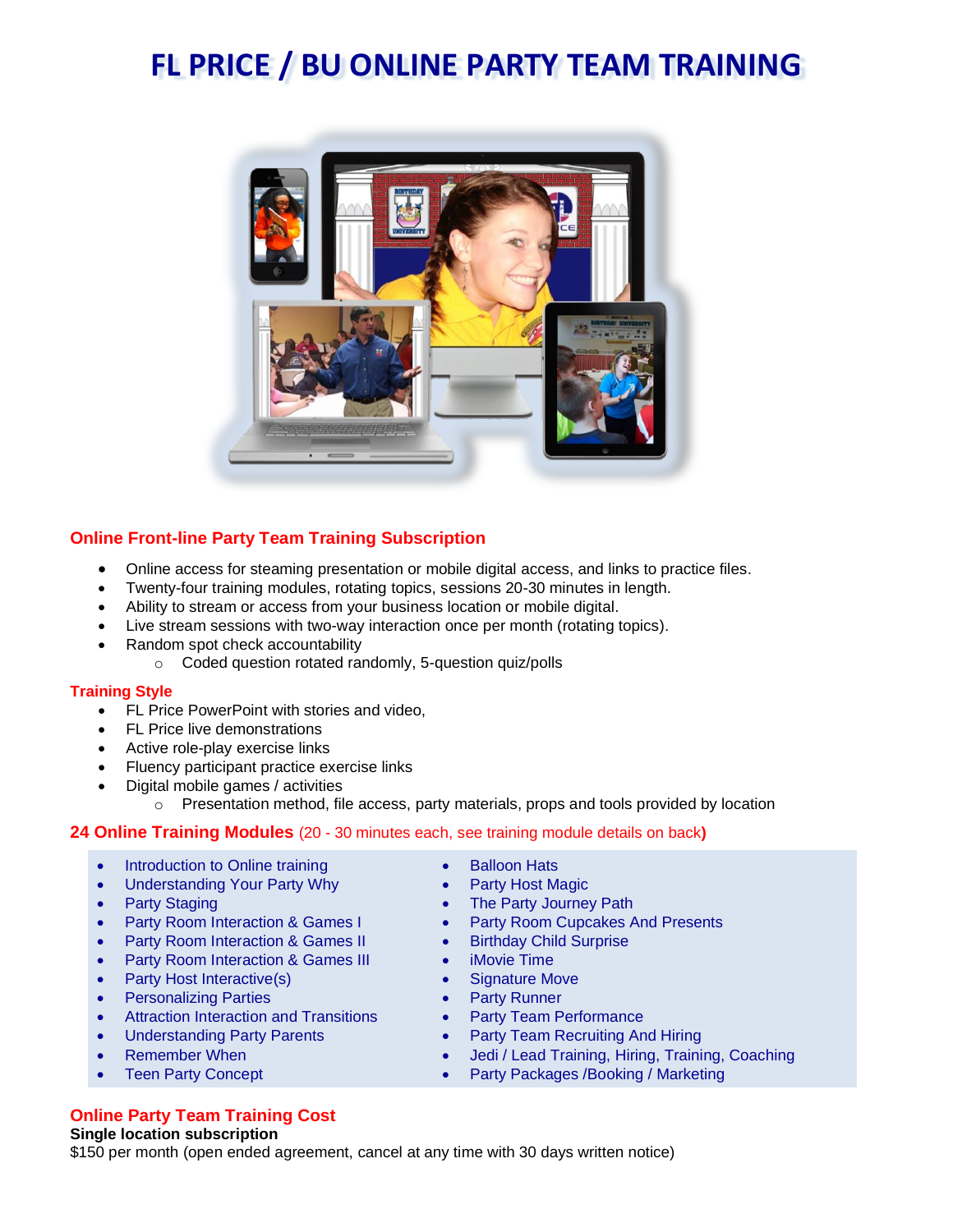# FL PRICE / BU ONLINE PARTY TEAM TRAINING

## Online Front-line Party Team Training Subscription

- Online access for steaming presentation or mobile digital access, and links to practice files.
- Twenty-four training modules, rotating topics, sessions 20-30 minutes in length.
- Ability to stream or access from your business location or mobile digital.
- Live stream sessions with two-way interaction once per month (rotating topics).
- Random spot check accountability
  - Coded question rotated randomly, 5-question quiz/polls

### Training Style

- FL Price PowerPoint with stories and video,
- FL Price live demonstrations
- Active role-play exercise links
- Fluency participant practice exercise links
- Digital mobile games / activities
  - Presentation method, file access, party materials, props and tools provided by location

## 24 Online Training Modules (20 - 30 minutes each, see training module details on back)

- Introduction to Online training
- Understanding Your Party Why
- Party Staging
- Party Room Interaction & Games I
- Party Room Interaction & Games II
- Party Room Interaction & Games III
- Party Host Interactive(s)
- Personalizing Parties
- Attraction Interaction and Transitions
- Understanding Party Parents
- Remember When
- Teen Party Concept
- Balloon Hats
- Party Host Magic
- The Party Journey Path
- Party Room Cupcakes And Presents
- Birthday Child Surprise
- iMovie Time
- Signature Move
- Party Runner
- Party Team Performance
- Party Team Recruiting And Hiring
- Jedi / Lead Training, Hiring, Training, Coaching
- Party Packages /Booking / Marketing

## Online Party Team Training Cost

**Single location subscription**

$150 per month (open ended agreement, cancel at any time with 30 days written notice)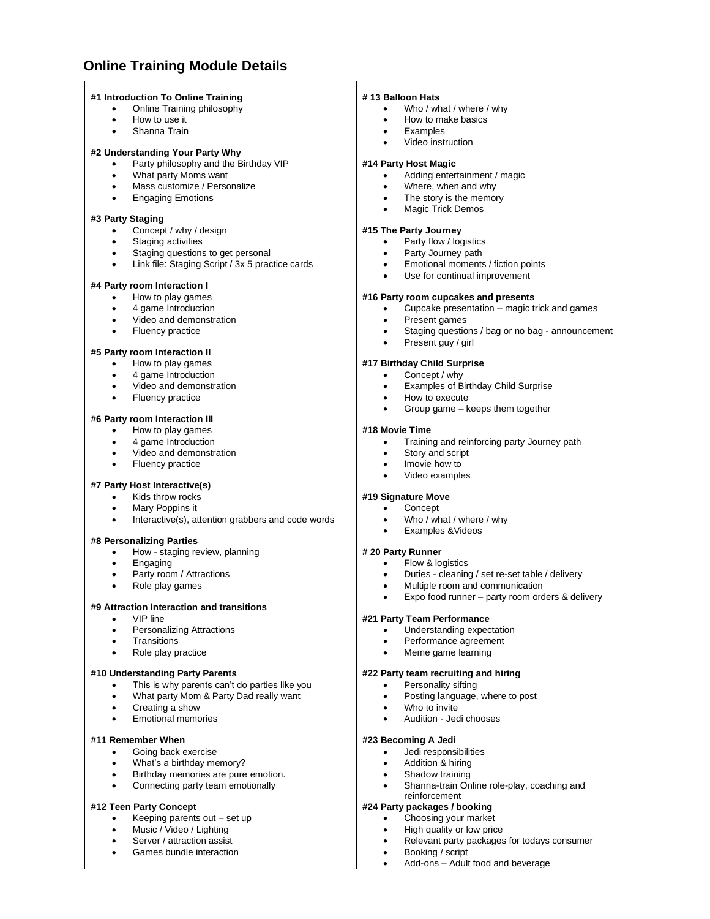# Online Training Module Details

**#1 Introduction To Online Training**
- Online Training philosophy
- How to use it
- Shanna Train

**#2 Understanding Your Party Why**
- Party philosophy and the Birthday VIP
- What party Moms want
- Mass customize / Personalize
- Engaging Emotions

**#3 Party Staging**
- Concept / why / design
- Staging activities
- Staging questions to get personal
- Link file: Staging Script / 3x 5 practice cards

**#4 Party room Interaction I**
- How to play games
- 4 game Introduction
- Video and demonstration
- Fluency practice

**#5 Party room Interaction II**
- How to play games
- 4 game Introduction
- Video and demonstration
- Fluency practice

**#6 Party room Interaction III**
- How to play games
- 4 game Introduction
- Video and demonstration
- Fluency practice

**#7 Party Host Interactive(s)**
- Kids throw rocks
- Mary Poppins it
- Interactive(s), attention grabbers and code words

**#8 Personalizing Parties**
- How - staging review, planning
- Engaging
- Party room / Attractions
- Role play games

**#9 Attraction Interaction and transitions**
- VIP line
- Personalizing Attractions
- Transitions
- Role play practice

**#10 Understanding Party Parents**
- This is why parents can't do parties like you
- What party Mom & Party Dad really want
- Creating a show
- Emotional memories

**#11 Remember When**
- Going back exercise
- What's a birthday memory?
- Birthday memories are pure emotion.
- Connecting party team emotionally

**#12 Teen Party Concept**
- Keeping parents out – set up
- Music / Video / Lighting
- Server / attraction assist
- Games bundle interaction

**# 13 Balloon Hats**
- Who / what / where / why
- How to make basics
- Examples
- Video instruction

**#14 Party Host Magic**
- Adding entertainment / magic
- Where, when and why
- The story is the memory
- Magic Trick Demos

**#15 The Party Journey**
- Party flow / logistics
- Party Journey path
- Emotional moments / fiction points
- Use for continual improvement

**#16 Party room cupcakes and presents**
- Cupcake presentation – magic trick and games
- Present games
- Staging questions / bag or no bag - announcement
- Present guy / girl

**#17 Birthday Child Surprise**
- Concept / why
- Examples of Birthday Child Surprise
- How to execute
- Group game – keeps them together

**#18 Movie Time**
- Training and reinforcing party Journey path
- Story and script
- Imovie how to
- Video examples

**#19 Signature Move**
- Concept
- Who / what / where / why
- Examples &Videos

**# 20 Party Runner**
- Flow & logistics
- Duties - cleaning / set re-set table / delivery
- Multiple room and communication
- Expo food runner – party room orders & delivery

**#21 Party Team Performance**
- Understanding expectation
- Performance agreement
- Meme game learning

**#22 Party team recruiting and hiring**
- Personality sifting
- Posting language, where to post
- Who to invite
- Audition - Jedi chooses

**#23 Becoming A Jedi**
- Jedi responsibilities
- Addition & hiring
- Shadow training
- Shanna-train Online role-play, coaching and reinforcement

**#24 Party packages / booking**
- Choosing your market
- High quality or low price
- Relevant party packages for todays consumer
- Booking / script
- Add-ons – Adult food and beverage